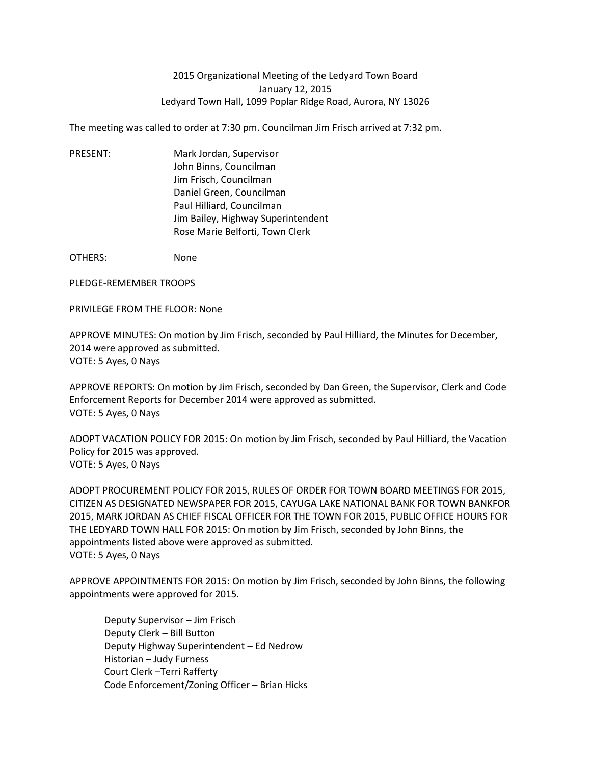2015 Organizational Meeting of the Ledyard Town Board
January 12, 2015
Ledyard Town Hall, 1099 Poplar Ridge Road, Aurora, NY 13026

The meeting was called to order at 7:30 pm. Councilman Jim Frisch arrived at 7:32 pm.

PRESENT: Mark Jordan, Supervisor
John Binns, Councilman
Jim Frisch, Councilman
Daniel Green, Councilman
Paul Hilliard, Councilman
Jim Bailey, Highway Superintendent
Rose Marie Belforti, Town Clerk

OTHERS: None

PLEDGE-REMEMBER TROOPS

PRIVILEGE FROM THE FLOOR: None

APPROVE MINUTES: On motion by Jim Frisch, seconded by Paul Hilliard, the Minutes for December, 2014 were approved as submitted.
VOTE: 5 Ayes, 0 Nays

APPROVE REPORTS: On motion by Jim Frisch, seconded by Dan Green, the Supervisor, Clerk and Code Enforcement Reports for December 2014 were approved as submitted.
VOTE: 5 Ayes, 0 Nays

ADOPT VACATION POLICY FOR 2015: On motion by Jim Frisch, seconded by Paul Hilliard, the Vacation Policy for 2015 was approved.
VOTE: 5 Ayes, 0 Nays

ADOPT PROCUREMENT POLICY FOR 2015, RULES OF ORDER FOR TOWN BOARD MEETINGS FOR 2015, CITIZEN AS DESIGNATED NEWSPAPER FOR 2015, CAYUGA LAKE NATIONAL BANK FOR TOWN BANKFOR 2015, MARK JORDAN AS CHIEF FISCAL OFFICER FOR THE TOWN FOR 2015, PUBLIC OFFICE HOURS FOR THE LEDYARD TOWN HALL FOR 2015: On motion by Jim Frisch, seconded by John Binns, the appointments listed above were approved as submitted.
VOTE: 5 Ayes, 0 Nays

APPROVE APPOINTMENTS FOR 2015: On motion by Jim Frisch, seconded by John Binns, the following appointments were approved for 2015.

Deputy Supervisor – Jim Frisch
Deputy Clerk – Bill Button
Deputy Highway Superintendent – Ed Nedrow
Historian – Judy Furness
Court Clerk –Terri Rafferty
Code Enforcement/Zoning Officer – Brian Hicks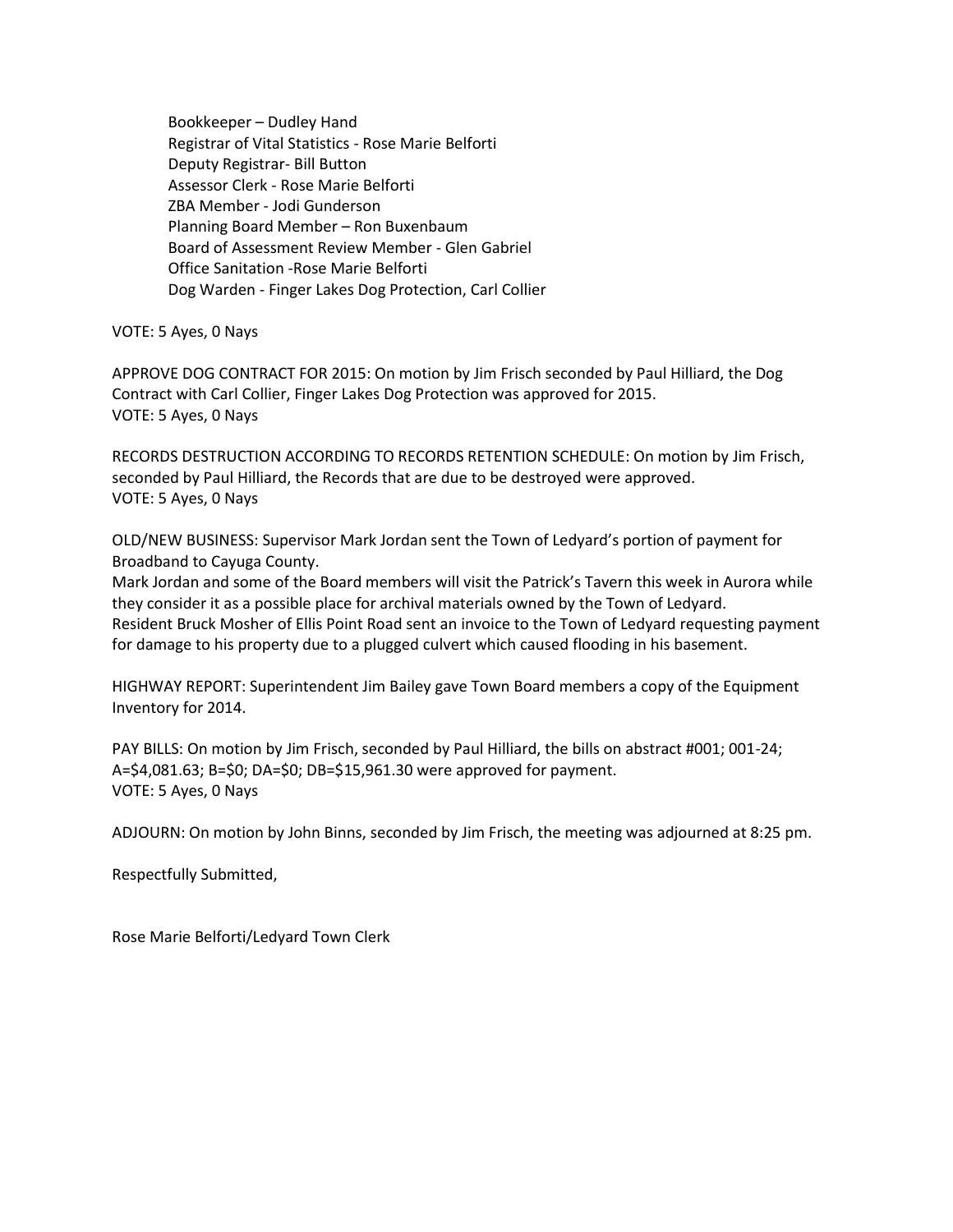Bookkeeper – Dudley Hand
Registrar of Vital Statistics - Rose Marie Belforti
Deputy Registrar- Bill Button
Assessor Clerk - Rose Marie Belforti
ZBA Member - Jodi Gunderson
Planning Board Member – Ron Buxenbaum
Board of Assessment Review Member - Glen Gabriel
Office Sanitation -Rose Marie Belforti
Dog Warden - Finger Lakes Dog Protection, Carl Collier

VOTE: 5 Ayes, 0 Nays

APPROVE DOG CONTRACT FOR 2015: On motion by Jim Frisch seconded by Paul Hilliard, the Dog Contract with Carl Collier, Finger Lakes Dog Protection was approved for 2015.
VOTE: 5 Ayes, 0 Nays

RECORDS DESTRUCTION ACCORDING TO RECORDS RETENTION SCHEDULE: On motion by Jim Frisch, seconded by Paul Hilliard, the Records that are due to be destroyed were approved.
VOTE: 5 Ayes, 0 Nays

OLD/NEW BUSINESS: Supervisor Mark Jordan sent the Town of Ledyard's portion of payment for Broadband to Cayuga County.
Mark Jordan and some of the Board members will visit the Patrick's Tavern this week in Aurora while they consider it as a possible place for archival materials owned by the Town of Ledyard.
Resident Bruck Mosher of Ellis Point Road sent an invoice to the Town of Ledyard requesting payment for damage to his property due to a plugged culvert which caused flooding in his basement.

HIGHWAY REPORT: Superintendent Jim Bailey gave Town Board members a copy of the Equipment Inventory for 2014.

PAY BILLS: On motion by Jim Frisch, seconded by Paul Hilliard, the bills on abstract #001; 001-24; A=$4,081.63; B=$0; DA=$0; DB=$15,961.30 were approved for payment.
VOTE: 5 Ayes, 0 Nays

ADJOURN: On motion by John Binns, seconded by Jim Frisch, the meeting was adjourned at 8:25 pm.

Respectfully Submitted,

Rose Marie Belforti/Ledyard Town Clerk